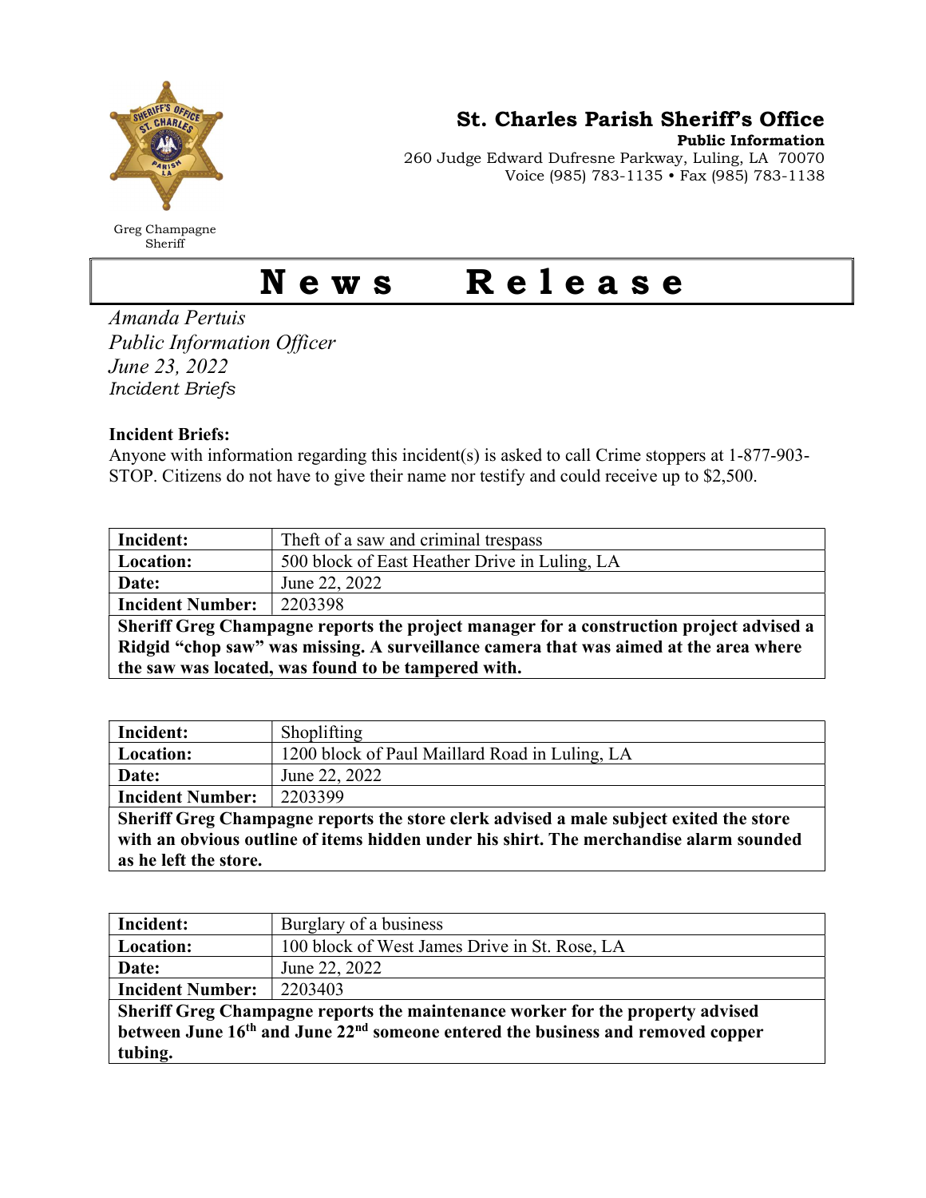Greg Champagne
Sheriff

## St. Charles Parish Sheriff's Office

**Public Information**
260 Judge Edward Dufresne Parkway, Luling, LA 70070
Voice (985) 783-1135 • Fax (985) 783-1138

# News Release

*Amanda Pertuis*
*Public Information Officer*
*June 23, 2022*
*Incident Briefs*

**Incident Briefs:**
Anyone with information regarding this incident(s) is asked to call Crime stoppers at 1-877-903-STOP. Citizens do not have to give their name nor testify and could receive up to $2,500.

| | |
|---|---|
| **Incident:** | Theft of a saw and criminal trespass |
| **Location:** | 500 block of East Heather Drive in Luling, LA |
| **Date:** | June 22, 2022 |
| **Incident Number:** | 2203398 |
| **Sheriff Greg Champagne reports the project manager for a construction project advised a Ridgid "chop saw" was missing. A surveillance camera that was aimed at the area where the saw was located, was found to be tampered with.** | |

| | |
|---|---|
| **Incident:** | Shoplifting |
| **Location:** | 1200 block of Paul Maillard Road in Luling, LA |
| **Date:** | June 22, 2022 |
| **Incident Number:** | 2203399 |
| **Sheriff Greg Champagne reports the store clerk advised a male subject exited the store with an obvious outline of items hidden under his shirt. The merchandise alarm sounded as he left the store.** | |

| | |
|---|---|
| **Incident:** | Burglary of a business |
| **Location:** | 100 block of West James Drive in St. Rose, LA |
| **Date:** | June 22, 2022 |
| **Incident Number:** | 2203403 |
| **Sheriff Greg Champagne reports the maintenance worker for the property advised between June 16th and June 22nd someone entered the business and removed copper tubing.** | |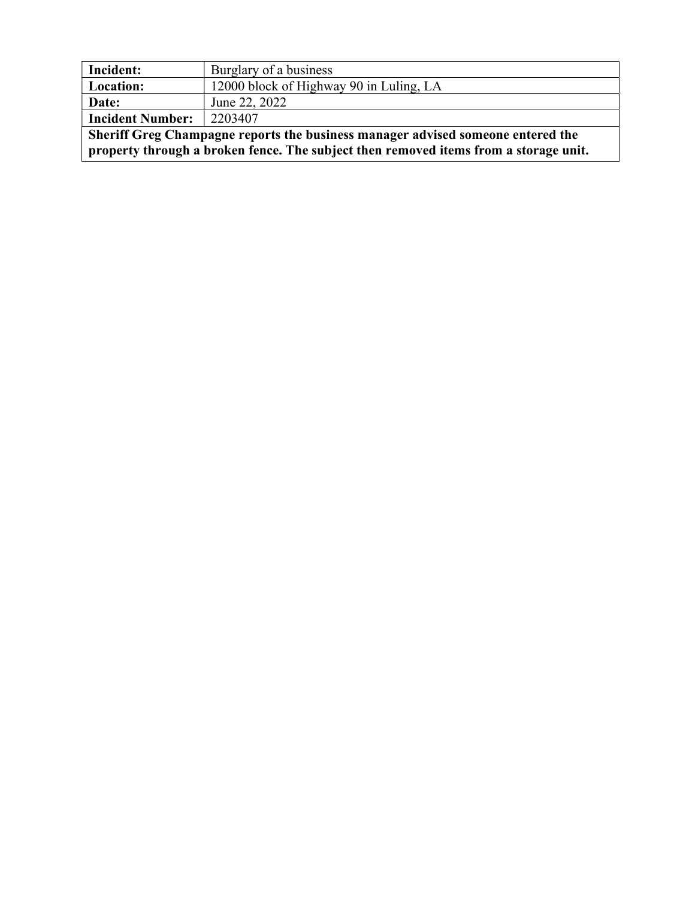| | |
|---|---|
| **Incident:** | Burglary of a business |
| **Location:** | 12000 block of Highway 90 in Luling, LA |
| **Date:** | June 22, 2022 |
| **Incident Number:** | 2203407 |
| **Sheriff Greg Champagne reports the business manager advised someone entered the property through a broken fence. The subject then removed items from a storage unit.** | |